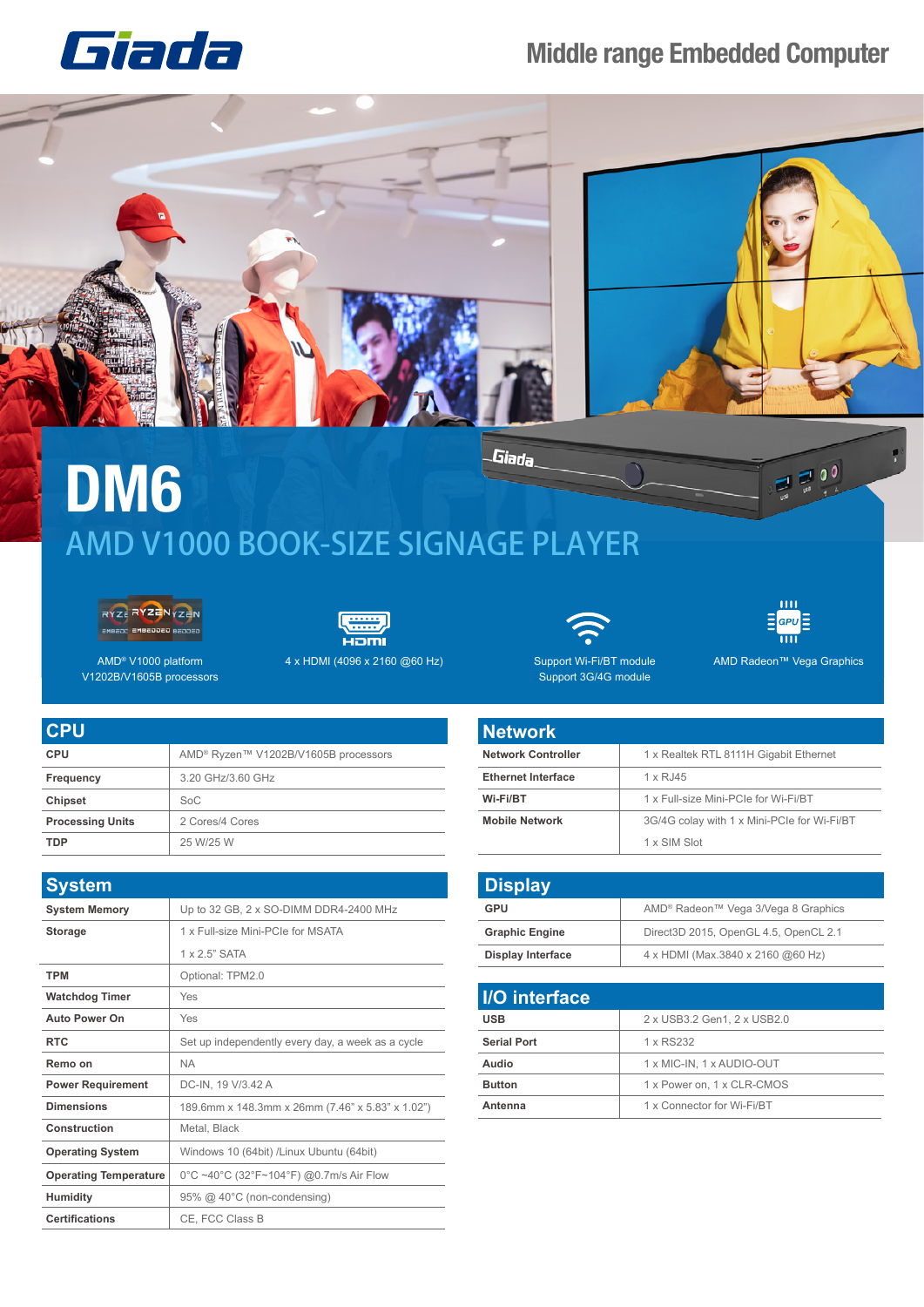Giada

# Middle range Embedded Computer

# DM6

## AMD V1000 BOOK-SIZE SIGNAGE PLAYER

AMD® V1000 platform
V1202B/V1605B processors

4 x HDMI (4096 x 2160 @60 Hz)

Support Wi-Fi/BT module
Support 3G/4G module

AMD Radeon™ Vega Graphics

## CPU

| | |
|---|---|
| **CPU** | AMD® Ryzen™ V1202B/V1605B processors |
| **Frequency** | 3.20 GHz/3.60 GHz |
| **Chipset** | SoC |
| **Processing Units** | 2 Cores/4 Cores |
| **TDP** | 25 W/25 W |

## System

| | |
|---|---|
| **System Memory** | Up to 32 GB, 2 x SO-DIMM DDR4-2400 MHz |
| **Storage** | 1 x Full-size Mini-PCIe for MSATA |
| | 1 x 2.5" SATA |
| **TPM** | Optional: TPM2.0 |
| **Watchdog Timer** | Yes |
| **Auto Power On** | Yes |
| **RTC** | Set up independently every day, a week as a cycle |
| **Remo on** | NA |
| **Power Requirement** | DC-IN, 19 V/3.42 A |
| **Dimensions** | 189.6mm x 148.3mm x 26mm (7.46" x 5.83" x 1.02") |
| **Construction** | Metal, Black |
| **Operating System** | Windows 10 (64bit) /Linux Ubuntu (64bit) |
| **Operating Temperature** | 0°C ~40°C (32°F~104°F) @0.7m/s Air Flow |
| **Humidity** | 95% @ 40°C (non-condensing) |
| **Certifications** | CE, FCC Class B |

## Network

| | |
|---|---|
| **Network Controller** | 1 x Realtek RTL 8111H Gigabit Ethernet |
| **Ethernet Interface** | 1 x RJ45 |
| **Wi-Fi/BT** | 1 x Full-size Mini-PCIe for Wi-Fi/BT |
| **Mobile Network** | 3G/4G colay with 1 x Mini-PCIe for Wi-Fi/BT |
| | 1 x SIM Slot |

## Display

| | |
|---|---|
| **GPU** | AMD® Radeon™ Vega 3/Vega 8 Graphics |
| **Graphic Engine** | Direct3D 2015, OpenGL 4.5, OpenCL 2.1 |
| **Display Interface** | 4 x HDMI (Max.3840 x 2160 @60 Hz) |

## I/O interface

| | |
|---|---|
| **USB** | 2 x USB3.2 Gen1, 2 x USB2.0 |
| **Serial Port** | 1 x RS232 |
| **Audio** | 1 x MIC-IN, 1 x AUDIO-OUT |
| **Button** | 1 x Power on, 1 x CLR-CMOS |
| **Antenna** | 1 x Connector for Wi-Fi/BT |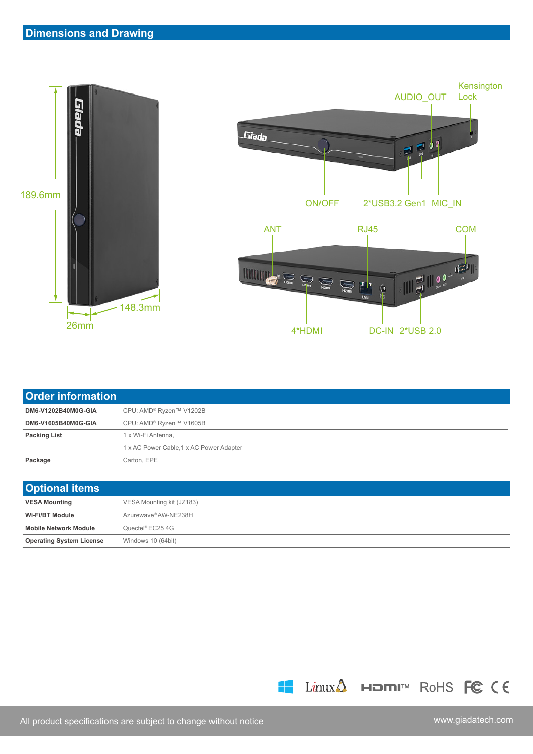## Dimensions and Drawing

189.6mm

26mm

148.3mm

AUDIO_OUT

Kensington Lock

ON/OFF

2*USB3.2 Gen1

MIC_IN

ANT

RJ45

COM

4*HDMI

DC-IN

2*USB 2.0

## Order information

| | |
|---|---|
| **DM6-V1202B40M0G-GIA** | CPU: AMD® Ryzen™ V1202B |
| **DM6-V1605B40M0G-GIA** | CPU: AMD® Ryzen™ V1605B |
| **Packing List** | 1 x Wi-Fi Antenna,<br>1 x AC Power Cable,1 x AC Power Adapter |
| **Package** | Carton, EPE |

## Optional items

| | |
|---|---|
| **VESA Mounting** | VESA Mounting kit (JZ183) |
| **Wi-Fi/BT Module** | Azurewave® AW-NE238H |
| **Mobile Network Module** | Quectel® EC25 4G |
| **Operating System License** | Windows 10 (64bit) |

All product specifications are subject to change without notice

www.giadatech.com